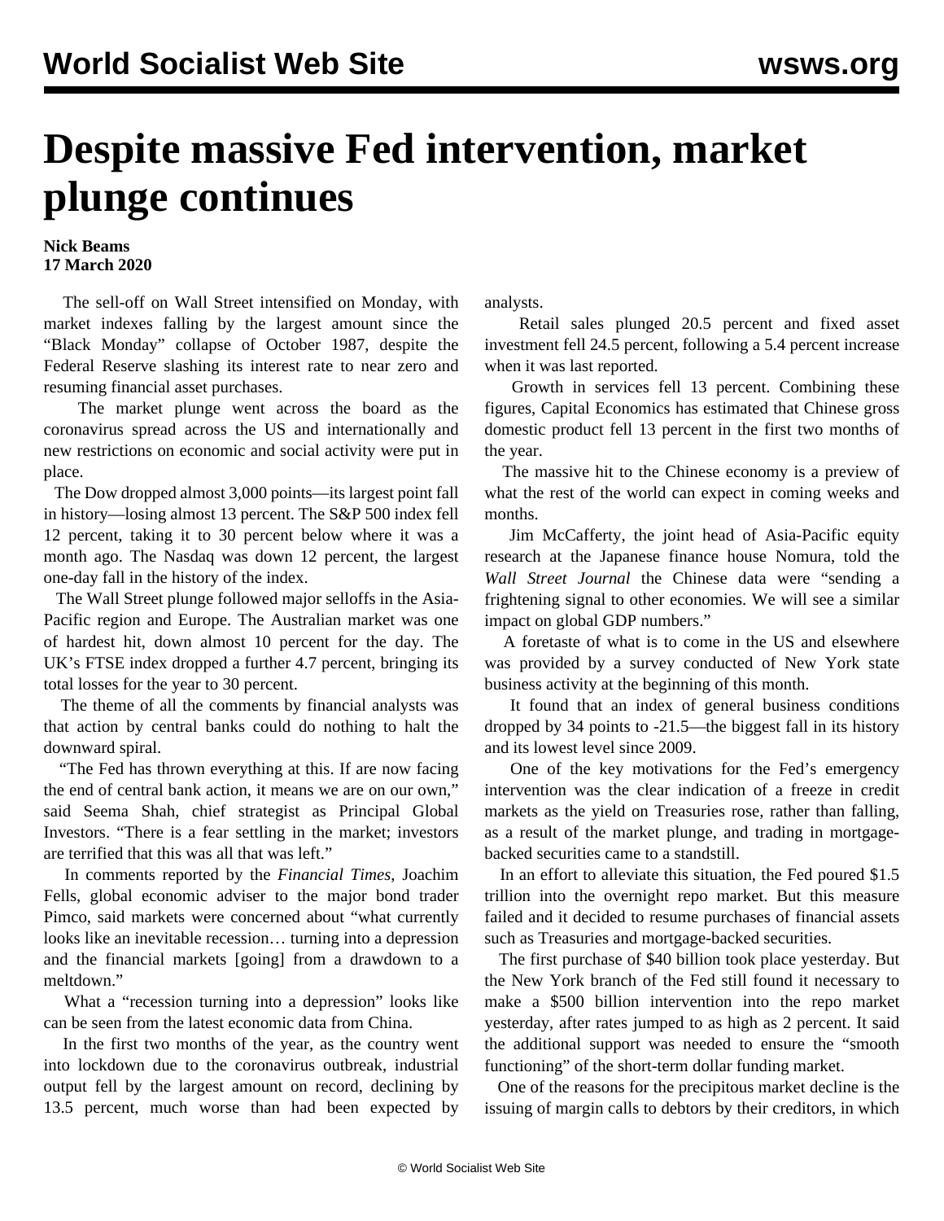# Despite massive Fed intervention, market plunge continues

**Nick Beams**
**17 March 2020**

The sell-off on Wall Street intensified on Monday, with market indexes falling by the largest amount since the "Black Monday" collapse of October 1987, despite the Federal Reserve slashing its interest rate to near zero and resuming financial asset purchases.

The market plunge went across the board as the coronavirus spread across the US and internationally and new restrictions on economic and social activity were put in place.

The Dow dropped almost 3,000 points—its largest point fall in history—losing almost 13 percent. The S&P 500 index fell 12 percent, taking it to 30 percent below where it was a month ago. The Nasdaq was down 12 percent, the largest one-day fall in the history of the index.

The Wall Street plunge followed major selloffs in the Asia-Pacific region and Europe. The Australian market was one of hardest hit, down almost 10 percent for the day. The UK's FTSE index dropped a further 4.7 percent, bringing its total losses for the year to 30 percent.

The theme of all the comments by financial analysts was that action by central banks could do nothing to halt the downward spiral.

"The Fed has thrown everything at this. If are now facing the end of central bank action, it means we are on our own," said Seema Shah, chief strategist as Principal Global Investors. "There is a fear settling in the market; investors are terrified that this was all that was left."

In comments reported by the *Financial Times*, Joachim Fells, global economic adviser to the major bond trader Pimco, said markets were concerned about "what currently looks like an inevitable recession… turning into a depression and the financial markets [going] from a drawdown to a meltdown."

What a "recession turning into a depression" looks like can be seen from the latest economic data from China.

In the first two months of the year, as the country went into lockdown due to the coronavirus outbreak, industrial output fell by the largest amount on record, declining by 13.5 percent, much worse than had been expected by analysts.

Retail sales plunged 20.5 percent and fixed asset investment fell 24.5 percent, following a 5.4 percent increase when it was last reported.

Growth in services fell 13 percent. Combining these figures, Capital Economics has estimated that Chinese gross domestic product fell 13 percent in the first two months of the year.

The massive hit to the Chinese economy is a preview of what the rest of the world can expect in coming weeks and months.

Jim McCafferty, the joint head of Asia-Pacific equity research at the Japanese finance house Nomura, told the *Wall Street Journal* the Chinese data were "sending a frightening signal to other economies. We will see a similar impact on global GDP numbers."

A foretaste of what is to come in the US and elsewhere was provided by a survey conducted of New York state business activity at the beginning of this month.

It found that an index of general business conditions dropped by 34 points to -21.5—the biggest fall in its history and its lowest level since 2009.

One of the key motivations for the Fed's emergency intervention was the clear indication of a freeze in credit markets as the yield on Treasuries rose, rather than falling, as a result of the market plunge, and trading in mortgage-backed securities came to a standstill.

In an effort to alleviate this situation, the Fed poured $1.5 trillion into the overnight repo market. But this measure failed and it decided to resume purchases of financial assets such as Treasuries and mortgage-backed securities.

The first purchase of $40 billion took place yesterday. But the New York branch of the Fed still found it necessary to make a $500 billion intervention into the repo market yesterday, after rates jumped to as high as 2 percent. It said the additional support was needed to ensure the "smooth functioning" of the short-term dollar funding market.

One of the reasons for the precipitous market decline is the issuing of margin calls to debtors by their creditors, in which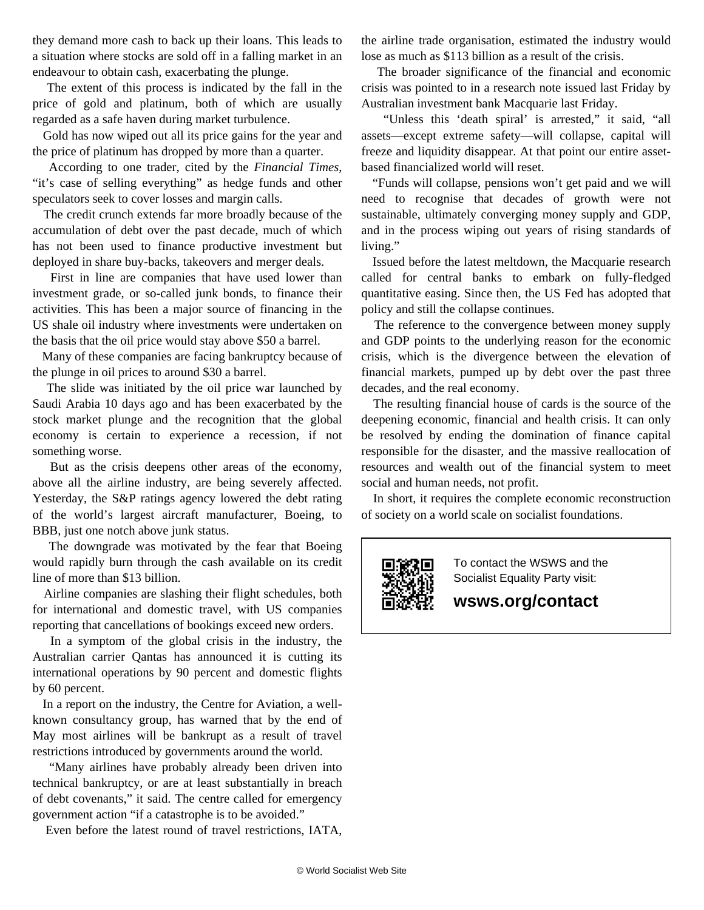they demand more cash to back up their loans. This leads to a situation where stocks are sold off in a falling market in an endeavour to obtain cash, exacerbating the plunge.

The extent of this process is indicated by the fall in the price of gold and platinum, both of which are usually regarded as a safe haven during market turbulence.

Gold has now wiped out all its price gains for the year and the price of platinum has dropped by more than a quarter.

According to one trader, cited by the *Financial Times*, "it's case of selling everything" as hedge funds and other speculators seek to cover losses and margin calls.

The credit crunch extends far more broadly because of the accumulation of debt over the past decade, much of which has not been used to finance productive investment but deployed in share buy-backs, takeovers and merger deals.

First in line are companies that have used lower than investment grade, or so-called junk bonds, to finance their activities. This has been a major source of financing in the US shale oil industry where investments were undertaken on the basis that the oil price would stay above $50 a barrel.

Many of these companies are facing bankruptcy because of the plunge in oil prices to around $30 a barrel.

The slide was initiated by the oil price war launched by Saudi Arabia 10 days ago and has been exacerbated by the stock market plunge and the recognition that the global economy is certain to experience a recession, if not something worse.

But as the crisis deepens other areas of the economy, above all the airline industry, are being severely affected. Yesterday, the S&P ratings agency lowered the debt rating of the world's largest aircraft manufacturer, Boeing, to BBB, just one notch above junk status.

The downgrade was motivated by the fear that Boeing would rapidly burn through the cash available on its credit line of more than $13 billion.

Airline companies are slashing their flight schedules, both for international and domestic travel, with US companies reporting that cancellations of bookings exceed new orders.

In a symptom of the global crisis in the industry, the Australian carrier Qantas has announced it is cutting its international operations by 90 percent and domestic flights by 60 percent.

In a report on the industry, the Centre for Aviation, a well-known consultancy group, has warned that by the end of May most airlines will be bankrupt as a result of travel restrictions introduced by governments around the world.

"Many airlines have probably already been driven into technical bankruptcy, or are at least substantially in breach of debt covenants," it said. The centre called for emergency government action "if a catastrophe is to be avoided."

Even before the latest round of travel restrictions, IATA, the airline trade organisation, estimated the industry would lose as much as $113 billion as a result of the crisis.

The broader significance of the financial and economic crisis was pointed to in a research note issued last Friday by Australian investment bank Macquarie last Friday.

"Unless this 'death spiral' is arrested," it said, "all assets—except extreme safety—will collapse, capital will freeze and liquidity disappear. At that point our entire asset-based financialized world will reset.

"Funds will collapse, pensions won't get paid and we will need to recognise that decades of growth were not sustainable, ultimately converging money supply and GDP, and in the process wiping out years of rising standards of living."

Issued before the latest meltdown, the Macquarie research called for central banks to embark on fully-fledged quantitative easing. Since then, the US Fed has adopted that policy and still the collapse continues.

The reference to the convergence between money supply and GDP points to the underlying reason for the economic crisis, which is the divergence between the elevation of financial markets, pumped up by debt over the past three decades, and the real economy.

The resulting financial house of cards is the source of the deepening economic, financial and health crisis. It can only be resolved by ending the domination of finance capital responsible for the disaster, and the massive reallocation of resources and wealth out of the financial system to meet social and human needs, not profit.

In short, it requires the complete economic reconstruction of society on a world scale on socialist foundations.

To contact the WSWS and the Socialist Equality Party visit:

**wsws.org/contact**